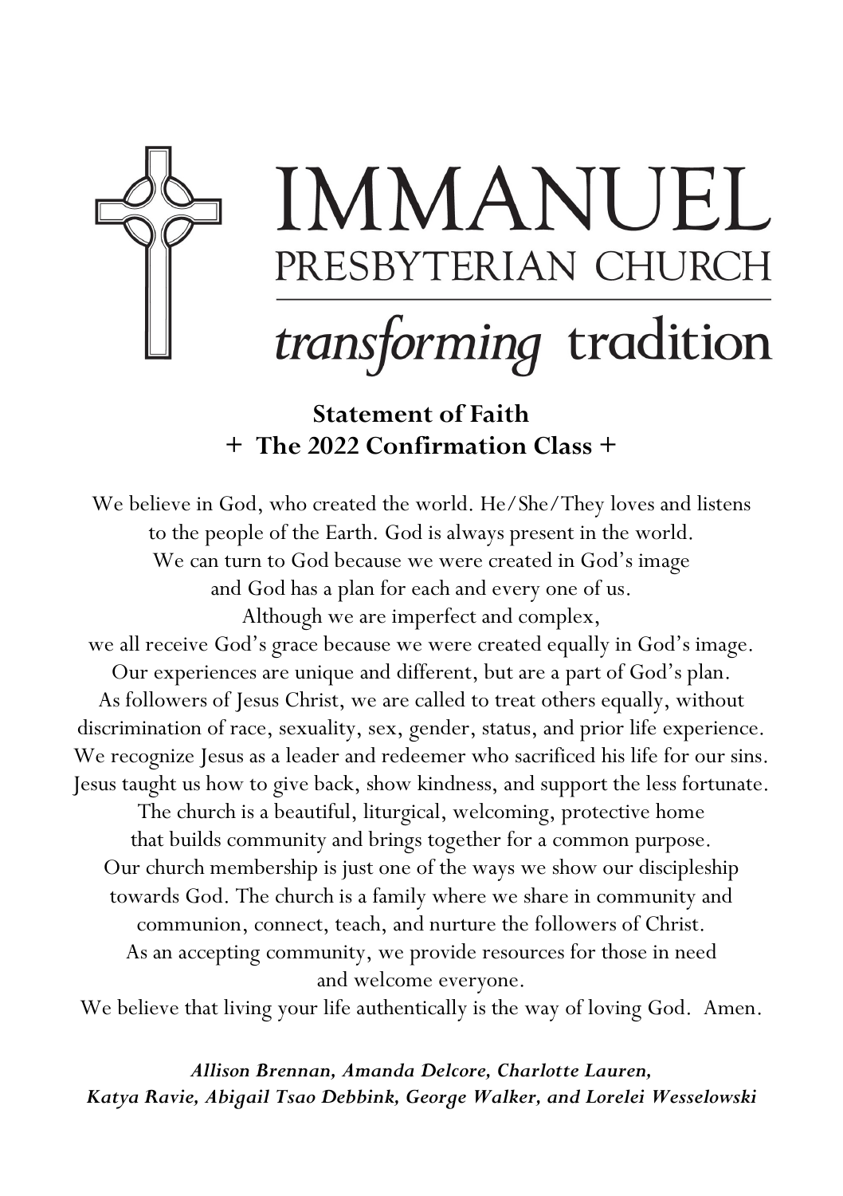# IMMANUEL
## PRESBYTERIAN CHURCH

*transforming* tradition

**Statement of Faith**
**+ The 2022 Confirmation Class +**

We believe in God, who created the world. He/She/They loves and listens to the people of the Earth. God is always present in the world. We can turn to God because we were created in God's image and God has a plan for each and every one of us. Although we are imperfect and complex, we all receive God's grace because we were created equally in God's image. Our experiences are unique and different, but are a part of God's plan. As followers of Jesus Christ, we are called to treat others equally, without discrimination of race, sexuality, sex, gender, status, and prior life experience. We recognize Jesus as a leader and redeemer who sacrificed his life for our sins. Jesus taught us how to give back, show kindness, and support the less fortunate. The church is a beautiful, liturgical, welcoming, protective home that builds community and brings together for a common purpose. Our church membership is just one of the ways we show our discipleship towards God. The church is a family where we share in community and communion, connect, teach, and nurture the followers of Christ. As an accepting community, we provide resources for those in need and welcome everyone. We believe that living your life authentically is the way of loving God. Amen.

***Allison Brennan, Amanda Delcore, Charlotte Lauren, Katya Ravie, Abigail Tsao Debbink, George Walker, and Lorelei Wesselowski***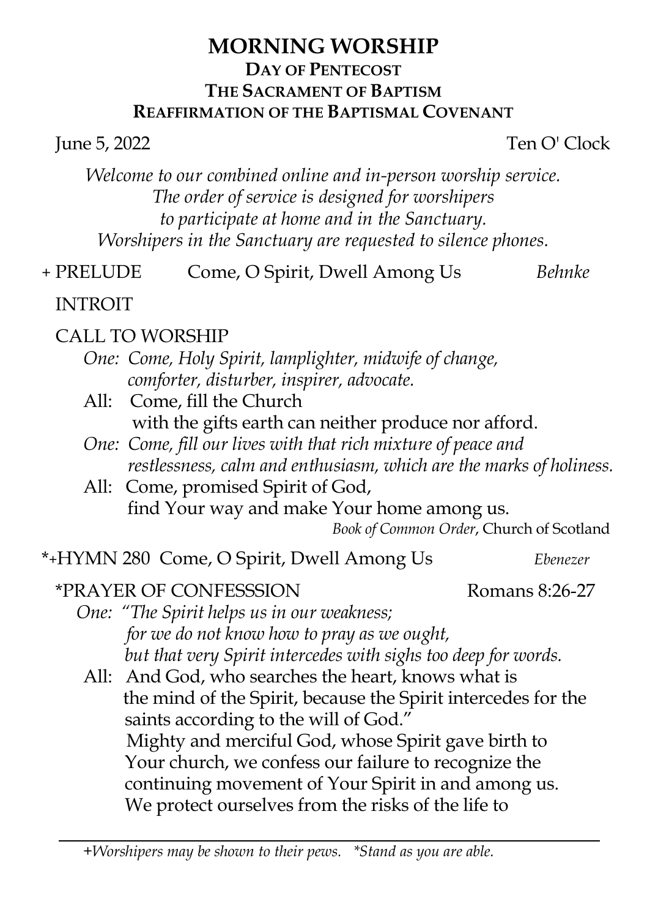# MORNING WORSHIP

## DAY OF PENTECOST
## THE SACRAMENT OF BAPTISM
## REAFFIRMATION OF THE BAPTISMAL COVENANT

June 5, 2022 Ten O' Clock

*Welcome to our combined online and in-person worship service.*
*The order of service is designed for worshipers*
*to participate at home and in the Sanctuary.*
*Worshipers in the Sanctuary are requested to silence phones.*

+ PRELUDE Come, O Spirit, Dwell Among Us *Behnke*

INTROIT

CALL TO WORSHIP

*One: Come, Holy Spirit, lamplighter, midwife of change,*
*comforter, disturber, inspirer, advocate.*

All: Come, fill the Church
with the gifts earth can neither produce nor afford.

*One: Come, fill our lives with that rich mixture of peace and*
*restlessness, calm and enthusiasm, which are the marks of holiness.*

All: Come, promised Spirit of God,
find Your way and make Your home among us.

*Book of Common Order*, Church of Scotland

*+HYMN 280 Come, O Spirit, Dwell Among Us *Ebenezer*

*PRAYER OF CONFESSSION Romans 8:26-27

*One: "The Spirit helps us in our weakness;*
*for we do not know how to pray as we ought,*
*but that very Spirit intercedes with sighs too deep for words.*

All: And God, who searches the heart, knows what is
the mind of the Spirit, because the Spirit intercedes for the
saints according to the will of God."
Mighty and merciful God, whose Spirit gave birth to
Your church, we confess our failure to recognize the
continuing movement of Your Spirit in and among us.
We protect ourselves from the risks of the life to

---

+*Worshipers may be shown to their pews.* \**Stand as you are able.*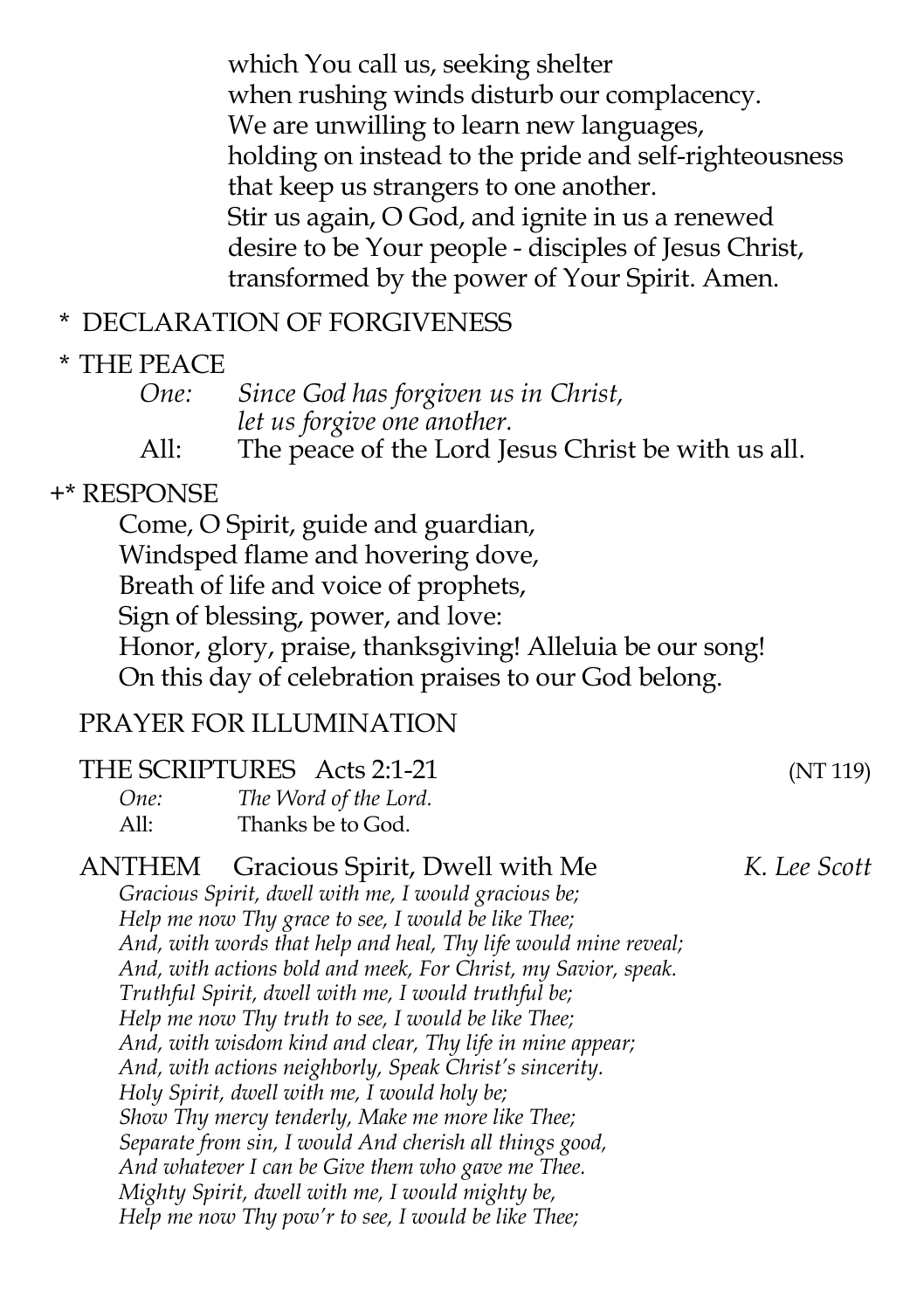which You call us, seeking shelter
when rushing winds disturb our complacency.
We are unwilling to learn new languages,
holding on instead to the pride and self-righteousness
that keep us strangers to one another.
Stir us again, O God, and ignite in us a renewed
desire to be Your people - disciples of Jesus Christ,
transformed by the power of Your Spirit. Amen.

\* DECLARATION OF FORGIVENESS

\* THE PEACE

*One:* *Since God has forgiven us in Christ,*
*let us forgive one another.*
All: The peace of the Lord Jesus Christ be with us all.

+\* RESPONSE

Come, O Spirit, guide and guardian,
Windsped flame and hovering dove,
Breath of life and voice of prophets,
Sign of blessing, power, and love:
Honor, glory, praise, thanksgiving! Alleluia be our song!
On this day of celebration praises to our God belong.

PRAYER FOR ILLUMINATION

THE SCRIPTURES Acts 2:1-21 (NT 119)

*One:* *The Word of the Lord.*
All: Thanks be to God.

ANTHEM Gracious Spirit, Dwell with Me *K. Lee Scott*

*Gracious Spirit, dwell with me, I would gracious be;*
*Help me now Thy grace to see, I would be like Thee;*
*And, with words that help and heal, Thy life would mine reveal;*
*And, with actions bold and meek, For Christ, my Savior, speak.*
*Truthful Spirit, dwell with me, I would truthful be;*
*Help me now Thy truth to see, I would be like Thee;*
*And, with wisdom kind and clear, Thy life in mine appear;*
*And, with actions neighborly, Speak Christ's sincerity.*
*Holy Spirit, dwell with me, I would holy be;*
*Show Thy mercy tenderly, Make me more like Thee;*
*Separate from sin, I would And cherish all things good,*
*And whatever I can be Give them who gave me Thee.*
*Mighty Spirit, dwell with me, I would mighty be,*
*Help me now Thy pow'r to see, I would be like Thee;*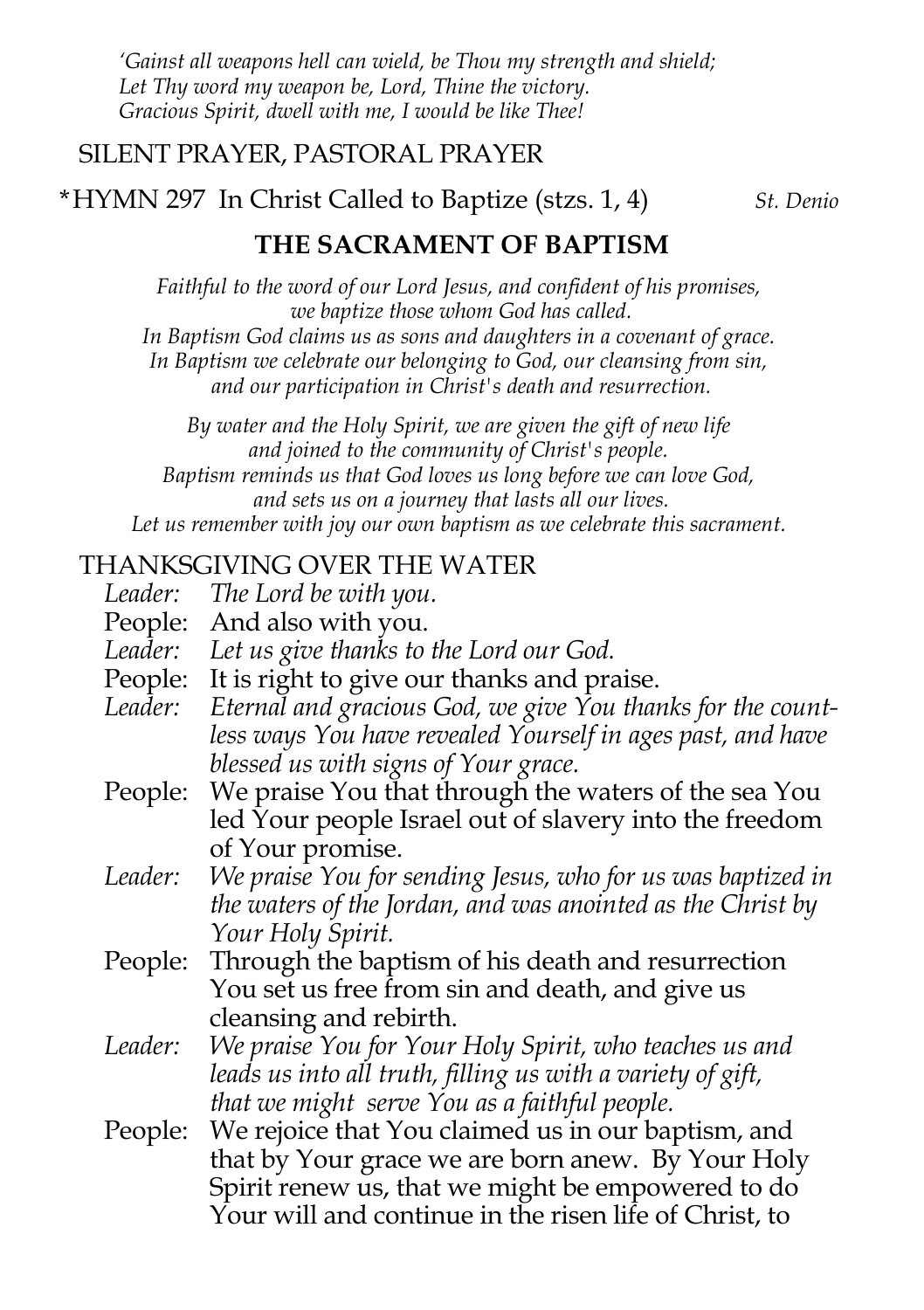*'Gainst all weapons hell can wield, be Thou my strength and shield;*
*Let Thy word my weapon be, Lord, Thine the victory.*
*Gracious Spirit, dwell with me, I would be like Thee!*

SILENT PRAYER, PASTORAL PRAYER

*HYMN 297 In Christ Called to Baptize (stzs. 1, 4) *St. Denio*

## THE SACRAMENT OF BAPTISM

*Faithful to the word of our Lord Jesus, and confident of his promises, we baptize those whom God has called.*
*In Baptism God claims us as sons and daughters in a covenant of grace.*
*In Baptism we celebrate our belonging to God, our cleansing from sin, and our participation in Christ's death and resurrection.*

*By water and the Holy Spirit, we are given the gift of new life and joined to the community of Christ's people.*
*Baptism reminds us that God loves us long before we can love God, and sets us on a journey that lasts all our lives.*
*Let us remember with joy our own baptism as we celebrate this sacrament.*

THANKSGIVING OVER THE WATER

*Leader:* *The Lord be with you.*
People: And also with you.
*Leader:* *Let us give thanks to the Lord our God.*
People: It is right to give our thanks and praise.
*Leader:* *Eternal and gracious God, we give You thanks for the countless ways You have revealed Yourself in ages past, and have blessed us with signs of Your grace.*
People: We praise You that through the waters of the sea You led Your people Israel out of slavery into the freedom of Your promise.
*Leader:* *We praise You for sending Jesus, who for us was baptized in the waters of the Jordan, and was anointed as the Christ by Your Holy Spirit.*
People: Through the baptism of his death and resurrection You set us free from sin and death, and give us cleansing and rebirth.
*Leader:* *We praise You for Your Holy Spirit, who teaches us and leads us into all truth, filling us with a variety of gift, that we might serve You as a faithful people.*
People: We rejoice that You claimed us in our baptism, and that by Your grace we are born anew. By Your Holy Spirit renew us, that we might be empowered to do Your will and continue in the risen life of Christ, to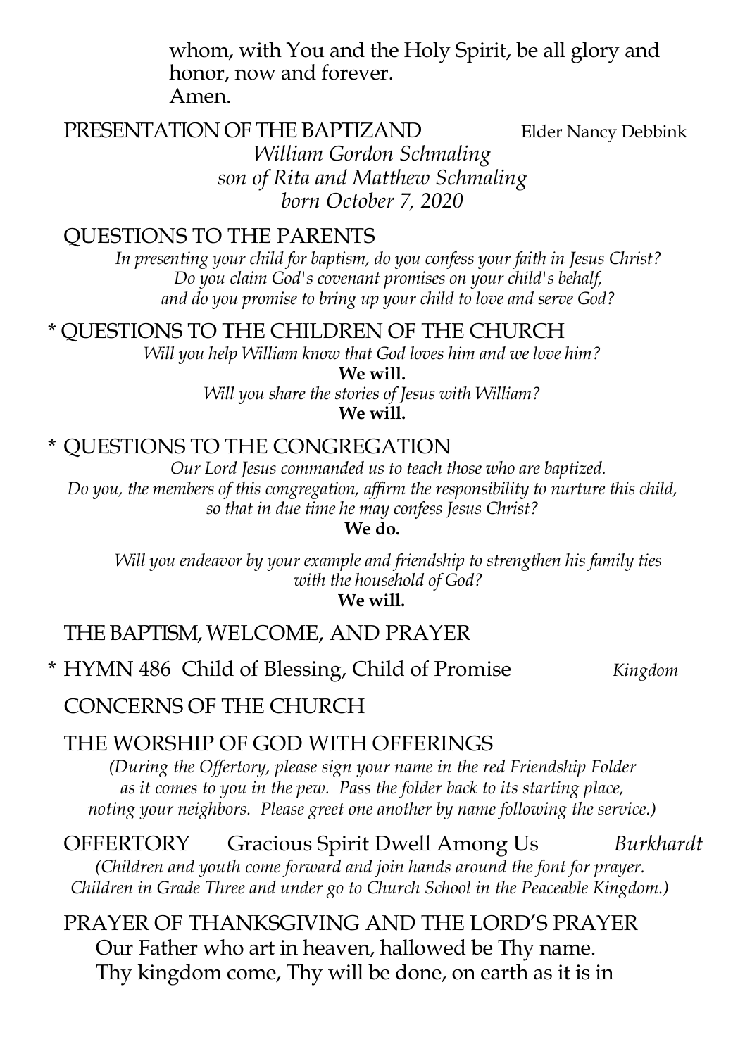whom, with You and the Holy Spirit, be all glory and honor, now and forever.
Amen.

PRESENTATION OF THE BAPTIZAND Elder Nancy Debbink

*William Gordon Schmaling*
*son of Rita and Matthew Schmaling*
*born October 7, 2020*

QUESTIONS TO THE PARENTS

*In presenting your child for baptism, do you confess your faith in Jesus Christ?*
*Do you claim God's covenant promises on your child's behalf,*
*and do you promise to bring up your child to love and serve God?*

* QUESTIONS TO THE CHILDREN OF THE CHURCH

*Will you help William know that God loves him and we love him?*
**We will.**
*Will you share the stories of Jesus with William?*
**We will.**

* QUESTIONS TO THE CONGREGATION

*Our Lord Jesus commanded us to teach those who are baptized.*
*Do you, the members of this congregation, affirm the responsibility to nurture this child,*
*so that in due time he may confess Jesus Christ?*
**We do.**

*Will you endeavor by your example and friendship to strengthen his family ties*
*with the household of God?*
**We will.**

THE BAPTISM, WELCOME, AND PRAYER

* HYMN 486 Child of Blessing, Child of Promise *Kingdom*

CONCERNS OF THE CHURCH

THE WORSHIP OF GOD WITH OFFERINGS

*(During the Offertory, please sign your name in the red Friendship Folder*
*as it comes to you in the pew. Pass the folder back to its starting place,*
*noting your neighbors. Please greet one another by name following the service.)*

OFFERTORY Gracious Spirit Dwell Among Us *Burkhardt*

*(Children and youth come forward and join hands around the font for prayer.*
*Children in Grade Three and under go to Church School in the Peaceable Kingdom.)*

PRAYER OF THANKSGIVING AND THE LORD'S PRAYER

Our Father who art in heaven, hallowed be Thy name.
Thy kingdom come, Thy will be done, on earth as it is in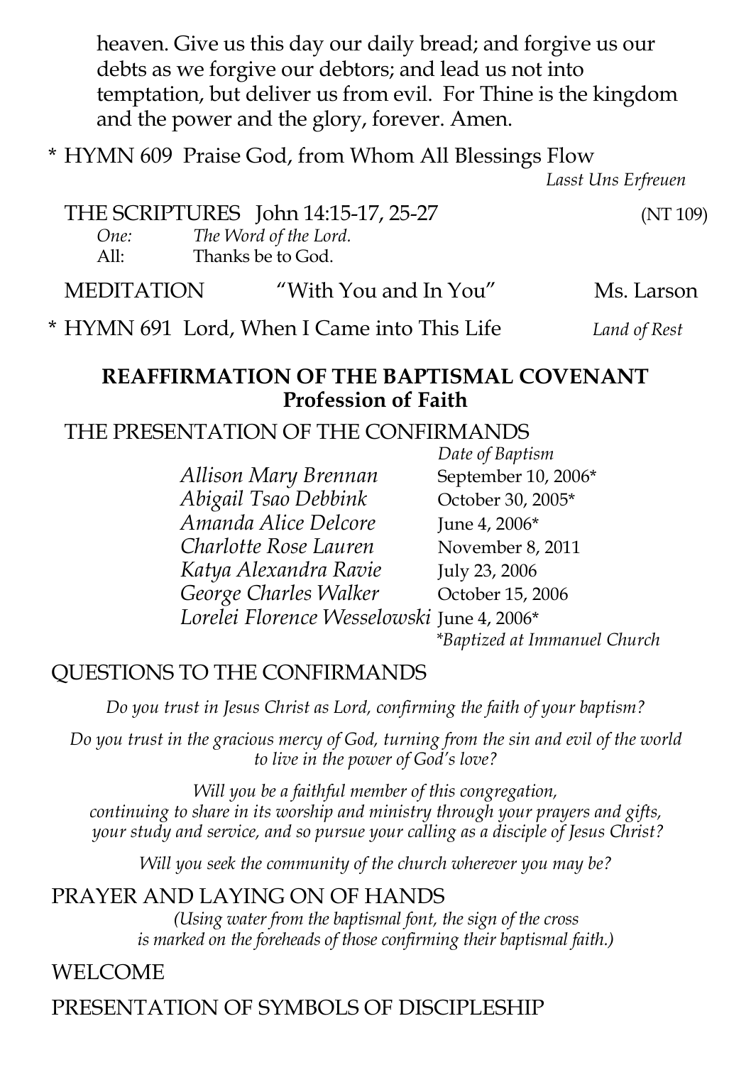heaven. Give us this day our daily bread; and forgive us our debts as we forgive our debtors; and lead us not into temptation, but deliver us from evil. For Thine is the kingdom and the power and the glory, forever. Amen.

\* HYMN 609 Praise God, from Whom All Blessings Flow *Lasst Uns Erfreuen*

THE SCRIPTURES John 14:15-17, 25-27 (NT 109)

*One:* *The Word of the Lord.*
All: Thanks be to God.

MEDITATION "With You and In You" Ms. Larson

\* HYMN 691 Lord, When I Came into This Life *Land of Rest*

## REAFFIRMATION OF THE BAPTISMAL COVENANT
## Profession of Faith

THE PRESENTATION OF THE CONFIRMANDS

| | *Date of Baptism* |
|---|---|
| *Allison Mary Brennan* | September 10, 2006* |
| *Abigail Tsao Debbink* | October 30, 2005* |
| *Amanda Alice Delcore* | June 4, 2006* |
| *Charlotte Rose Lauren* | November 8, 2011 |
| *Katya Alexandra Ravie* | July 23, 2006 |
| *George Charles Walker* | October 15, 2006 |
| *Lorelei Florence Wesselowski* | June 4, 2006* |

*\*Baptized at Immanuel Church*

QUESTIONS TO THE CONFIRMANDS

*Do you trust in Jesus Christ as Lord, confirming the faith of your baptism?*

*Do you trust in the gracious mercy of God, turning from the sin and evil of the world to live in the power of God's love?*

*Will you be a faithful member of this congregation, continuing to share in its worship and ministry through your prayers and gifts, your study and service, and so pursue your calling as a disciple of Jesus Christ?*

*Will you seek the community of the church wherever you may be?*

PRAYER AND LAYING ON OF HANDS

*(Using water from the baptismal font, the sign of the cross is marked on the foreheads of those confirming their baptismal faith.)*

WELCOME

PRESENTATION OF SYMBOLS OF DISCIPLESHIP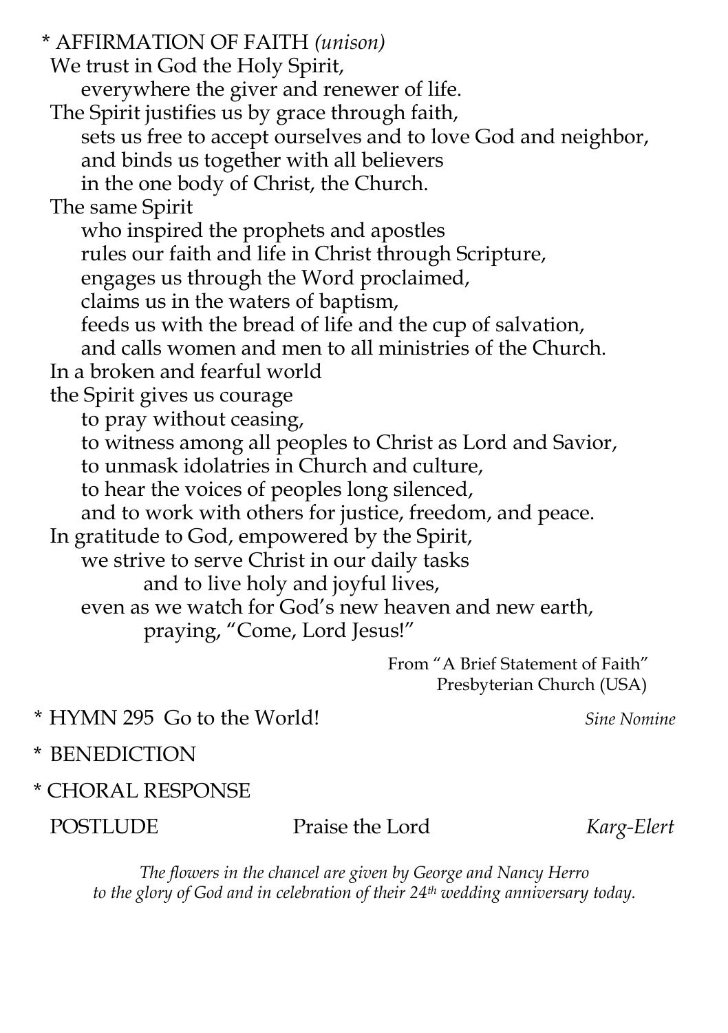\* AFFIRMATION OF FAITH *(unison)*

We trust in God the Holy Spirit,
everywhere the giver and renewer of life.
The Spirit justifies us by grace through faith,
sets us free to accept ourselves and to love God and neighbor,
and binds us together with all believers
in the one body of Christ, the Church.
The same Spirit
who inspired the prophets and apostles
rules our faith and life in Christ through Scripture,
engages us through the Word proclaimed,
claims us in the waters of baptism,
feeds us with the bread of life and the cup of salvation,
and calls women and men to all ministries of the Church.
In a broken and fearful world
the Spirit gives us courage
to pray without ceasing,
to witness among all peoples to Christ as Lord and Savior,
to unmask idolatries in Church and culture,
to hear the voices of peoples long silenced,
and to work with others for justice, freedom, and peace.
In gratitude to God, empowered by the Spirit,
we strive to serve Christ in our daily tasks
and to live holy and joyful lives,
even as we watch for God's new heaven and new earth,
praying, "Come, Lord Jesus!"

From "A Brief Statement of Faith"
Presbyterian Church (USA)

\* HYMN 295 Go to the World! *Sine Nomine*

\* BENEDICTION

\* CHORAL RESPONSE

POSTLUDE Praise the Lord *Karg-Elert*

*The flowers in the chancel are given by George and Nancy Herro to the glory of God and in celebration of their 24th wedding anniversary today.*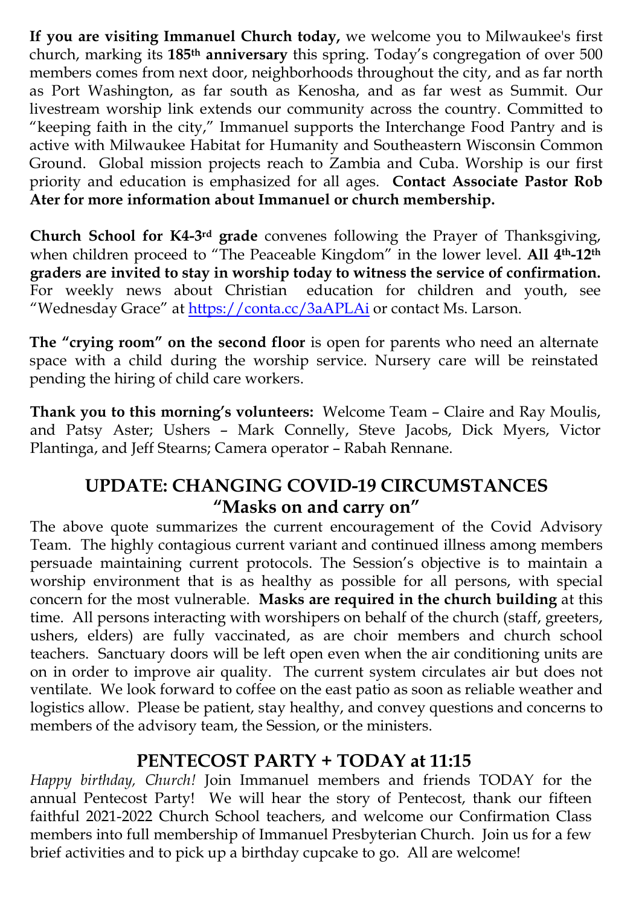**If you are visiting Immanuel Church today,** we welcome you to Milwaukee's first church, marking its **185th anniversary** this spring. Today's congregation of over 500 members comes from next door, neighborhoods throughout the city, and as far north as Port Washington, as far south as Kenosha, and as far west as Summit. Our livestream worship link extends our community across the country. Committed to "keeping faith in the city," Immanuel supports the Interchange Food Pantry and is active with Milwaukee Habitat for Humanity and Southeastern Wisconsin Common Ground. Global mission projects reach to Zambia and Cuba. Worship is our first priority and education is emphasized for all ages. **Contact Associate Pastor Rob Ater for more information about Immanuel or church membership.**

**Church School for K4-3rd grade** convenes following the Prayer of Thanksgiving, when children proceed to "The Peaceable Kingdom" in the lower level. **All 4th-12th graders are invited to stay in worship today to witness the service of confirmation.** For weekly news about Christian education for children and youth, see "Wednesday Grace" at https://conta.cc/3aAPLAi or contact Ms. Larson.

**The "crying room" on the second floor** is open for parents who need an alternate space with a child during the worship service. Nursery care will be reinstated pending the hiring of child care workers.

**Thank you to this morning's volunteers:** Welcome Team – Claire and Ray Moulis, and Patsy Aster; Ushers – Mark Connelly, Steve Jacobs, Dick Myers, Victor Plantinga, and Jeff Stearns; Camera operator – Rabah Rennane.

## UPDATE: CHANGING COVID-19 CIRCUMSTANCES
## "Masks on and carry on"

The above quote summarizes the current encouragement of the Covid Advisory Team. The highly contagious current variant and continued illness among members persuade maintaining current protocols. The Session's objective is to maintain a worship environment that is as healthy as possible for all persons, with special concern for the most vulnerable. **Masks are required in the church building** at this time. All persons interacting with worshipers on behalf of the church (staff, greeters, ushers, elders) are fully vaccinated, as are choir members and church school teachers. Sanctuary doors will be left open even when the air conditioning units are on in order to improve air quality. The current system circulates air but does not ventilate. We look forward to coffee on the east patio as soon as reliable weather and logistics allow. Please be patient, stay healthy, and convey questions and concerns to members of the advisory team, the Session, or the ministers.

## PENTECOST PARTY + TODAY at 11:15

*Happy birthday, Church!* Join Immanuel members and friends TODAY for the annual Pentecost Party! We will hear the story of Pentecost, thank our fifteen faithful 2021-2022 Church School teachers, and welcome our Confirmation Class members into full membership of Immanuel Presbyterian Church. Join us for a few brief activities and to pick up a birthday cupcake to go. All are welcome!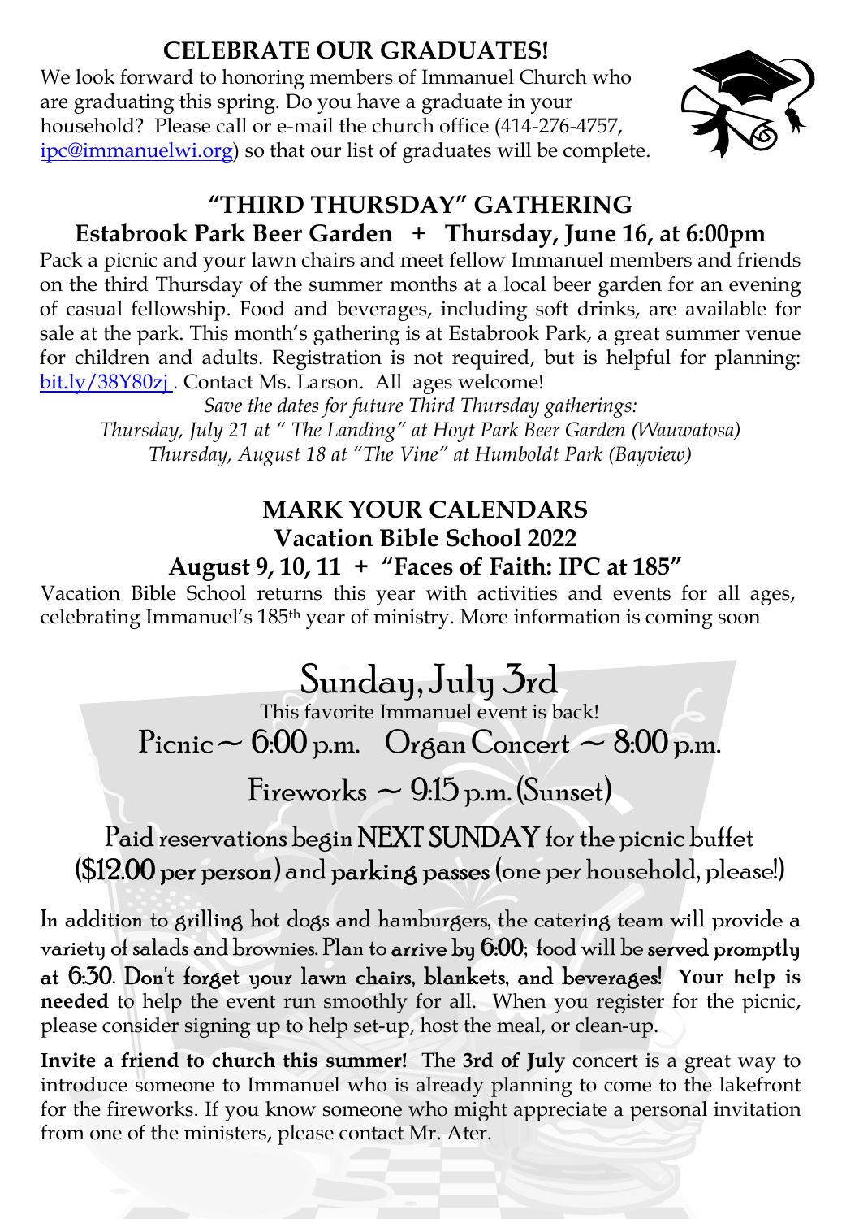## CELEBRATE OUR GRADUATES!

We look forward to honoring members of Immanuel Church who are graduating this spring. Do you have a graduate in your household? Please call or e-mail the church office (414-276-4757, ipc@immanuelwi.org) so that our list of graduates will be complete.

## "THIRD THURSDAY" GATHERING

### Estabrook Park Beer Garden + Thursday, June 16, at 6:00pm

Pack a picnic and your lawn chairs and meet fellow Immanuel members and friends on the third Thursday of the summer months at a local beer garden for an evening of casual fellowship. Food and beverages, including soft drinks, are available for sale at the park. This month's gathering is at Estabrook Park, a great summer venue for children and adults. Registration is not required, but is helpful for planning: bit.ly/38Y80zj . Contact Ms. Larson. All ages welcome!

*Save the dates for future Third Thursday gatherings:*
*Thursday, July 21 at " The Landing" at Hoyt Park Beer Garden (Wauwatosa)*
*Thursday, August 18 at "The Vine" at Humboldt Park (Bayview)*

## MARK YOUR CALENDARS

### Vacation Bible School 2022

### August 9, 10, 11 + "Faces of Faith: IPC at 185"

Vacation Bible School returns this year with activities and events for all ages, celebrating Immanuel's 185th year of ministry. More information is coming soon

# Sunday, July 3rd

This favorite Immanuel event is back!

Picnic ~ 6:00 p.m. Organ Concert ~ 8:00 p.m.

Fireworks ~ 9:15 p.m. (Sunset)

Paid reservations begin **NEXT SUNDAY** for the picnic buffet (**$12.00 per person**) and **parking passes** (one per household, please!)

In addition to grilling hot dogs and hamburgers, the catering team will provide a variety of salads and brownies. Plan to **arrive by 6:00**; food will be **served promptly at 6:30**. **Don't forget your lawn chairs, blankets, and beverages!** **Your help is needed** to help the event run smoothly for all. When you register for the picnic, please consider signing up to help set-up, host the meal, or clean-up.

**Invite a friend to church this summer!** The **3rd of July** concert is a great way to introduce someone to Immanuel who is already planning to come to the lakefront for the fireworks. If you know someone who might appreciate a personal invitation from one of the ministers, please contact Mr. Ater.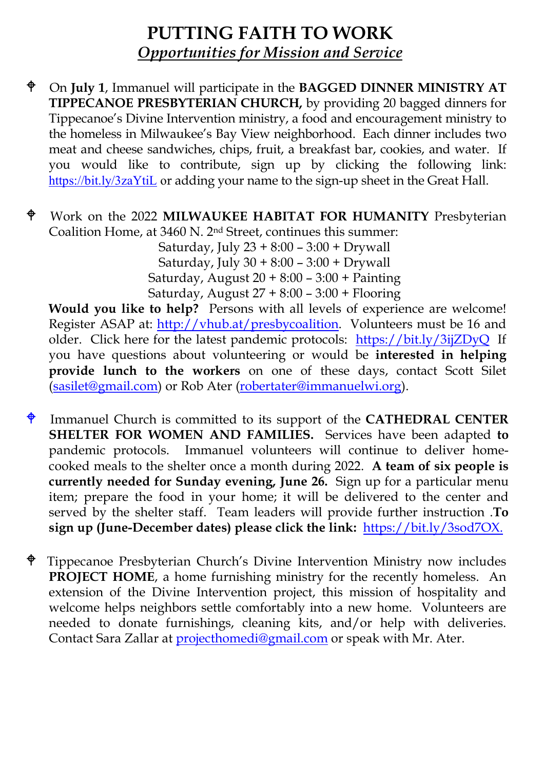# PUTTING FAITH TO WORK

## *Opportunities for Mission and Service*

- On **July 1**, Immanuel will participate in the **BAGGED DINNER MINISTRY AT TIPPECANOE PRESBYTERIAN CHURCH,** by providing 20 bagged dinners for Tippecanoe's Divine Intervention ministry, a food and encouragement ministry to the homeless in Milwaukee's Bay View neighborhood. Each dinner includes two meat and cheese sandwiches, chips, fruit, a breakfast bar, cookies, and water. If you would like to contribute, sign up by clicking the following link: https://bit.ly/3zaYtiL or adding your name to the sign-up sheet in the Great Hall.

- Work on the 2022 **MILWAUKEE HABITAT FOR HUMANITY** Presbyterian Coalition Home, at 3460 N. 2nd Street, continues this summer:

  Saturday, July 23 + 8:00 – 3:00 + Drywall
  Saturday, July 30 + 8:00 – 3:00 + Drywall
  Saturday, August 20 + 8:00 – 3:00 + Painting
  Saturday, August 27 + 8:00 – 3:00 + Flooring

  **Would you like to help?** Persons with all levels of experience are welcome! Register ASAP at: http://vhub.at/presbycoalition. Volunteers must be 16 and older. Click here for the latest pandemic protocols: https://bit.ly/3ijZDyQ If you have questions about volunteering or would be **interested in helping provide lunch to the workers** on one of these days, contact Scott Silet (sasilet@gmail.com) or Rob Ater (robertater@immanuelwi.org).

- Immanuel Church is committed to its support of the **CATHEDRAL CENTER SHELTER FOR WOMEN AND FAMILIES.** Services have been adapted **to** pandemic protocols. Immanuel volunteers will continue to deliver home-cooked meals to the shelter once a month during 2022. **A team of six people is currently needed for Sunday evening, June 26.** Sign up for a particular menu item; prepare the food in your home; it will be delivered to the center and served by the shelter staff. Team leaders will provide further instruction .**To sign up (June-December dates) please click the link:** https://bit.ly/3sod7OX.

- Tippecanoe Presbyterian Church's Divine Intervention Ministry now includes **PROJECT HOME**, a home furnishing ministry for the recently homeless. An extension of the Divine Intervention project, this mission of hospitality and welcome helps neighbors settle comfortably into a new home. Volunteers are needed to donate furnishings, cleaning kits, and/or help with deliveries. Contact Sara Zallar at projecthomedi@gmail.com or speak with Mr. Ater.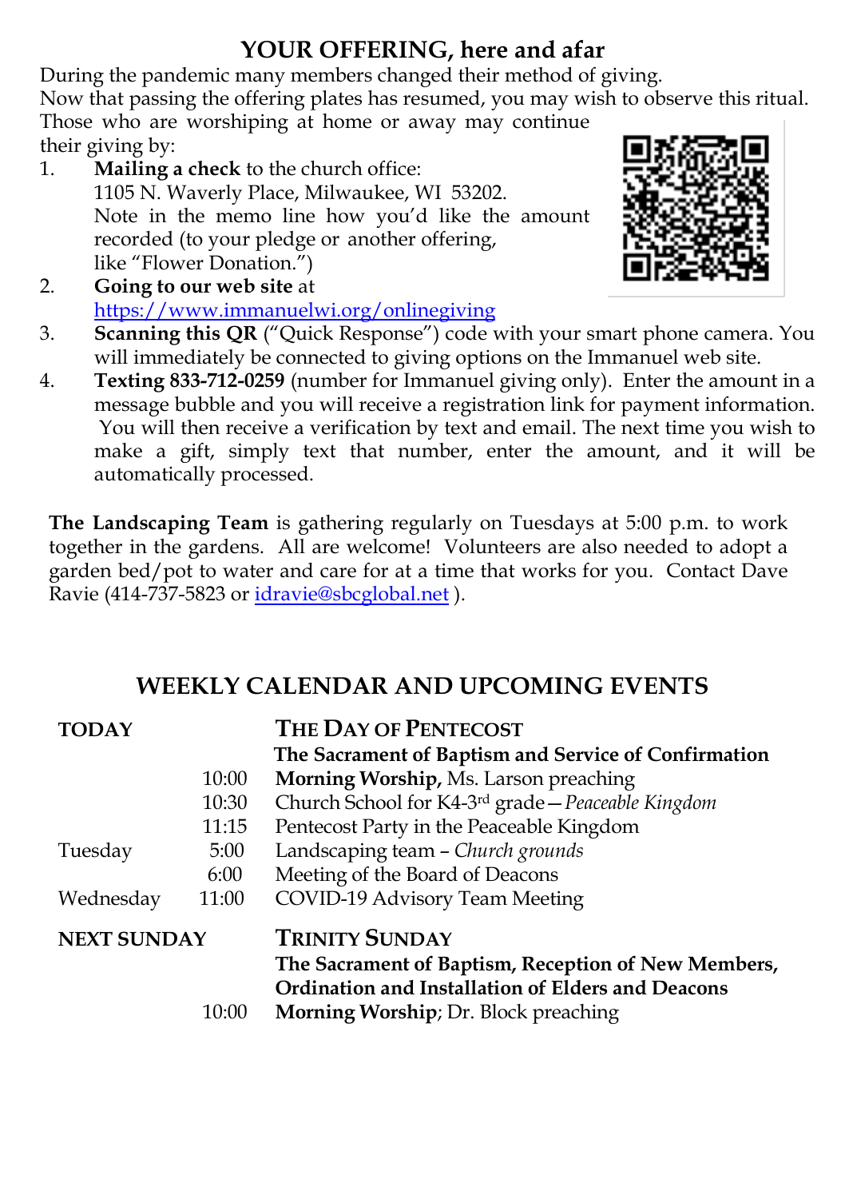## YOUR OFFERING, here and afar

During the pandemic many members changed their method of giving.
Now that passing the offering plates has resumed, you may wish to observe this ritual.
Those who are worshiping at home or away may continue their giving by:

1. **Mailing a check** to the church office:
   1105 N. Waverly Place, Milwaukee, WI 53202.
   Note in the memo line how you'd like the amount recorded (to your pledge or another offering, like "Flower Donation.")
2. **Going to our web site** at https://www.immanuelwi.org/onlinegiving
3. **Scanning this QR** ("Quick Response") code with your smart phone camera. You will immediately be connected to giving options on the Immanuel web site.
4. **Texting 833-712-0259** (number for Immanuel giving only). Enter the amount in a message bubble and you will receive a registration link for payment information. You will then receive a verification by text and email. The next time you wish to make a gift, simply text that number, enter the amount, and it will be automatically processed.

**The Landscaping Team** is gathering regularly on Tuesdays at 5:00 p.m. to work together in the gardens. All are welcome! Volunteers are also needed to adopt a garden bed/pot to water and care for at a time that works for you. Contact Dave Ravie (414-737-5823 or idravie@sbcglobal.net ).

## WEEKLY CALENDAR AND UPCOMING EVENTS

| | | |
|---|---|---|
| **TODAY** | | **THE DAY OF PENTECOST** |
| | | **The Sacrament of Baptism and Service of Confirmation** |
| | 10:00 | **Morning Worship,** Ms. Larson preaching |
| | 10:30 | Church School for K4-3rd grade—*Peaceable Kingdom* |
| | 11:15 | Pentecost Party in the Peaceable Kingdom |
| Tuesday | 5:00 | Landscaping team – *Church grounds* |
| | 6:00 | Meeting of the Board of Deacons |
| Wednesday | 11:00 | COVID-19 Advisory Team Meeting |
| **NEXT SUNDAY** | | **TRINITY SUNDAY** |
| | | **The Sacrament of Baptism, Reception of New Members, Ordination and Installation of Elders and Deacons** |
| | 10:00 | **Morning Worship**; Dr. Block preaching |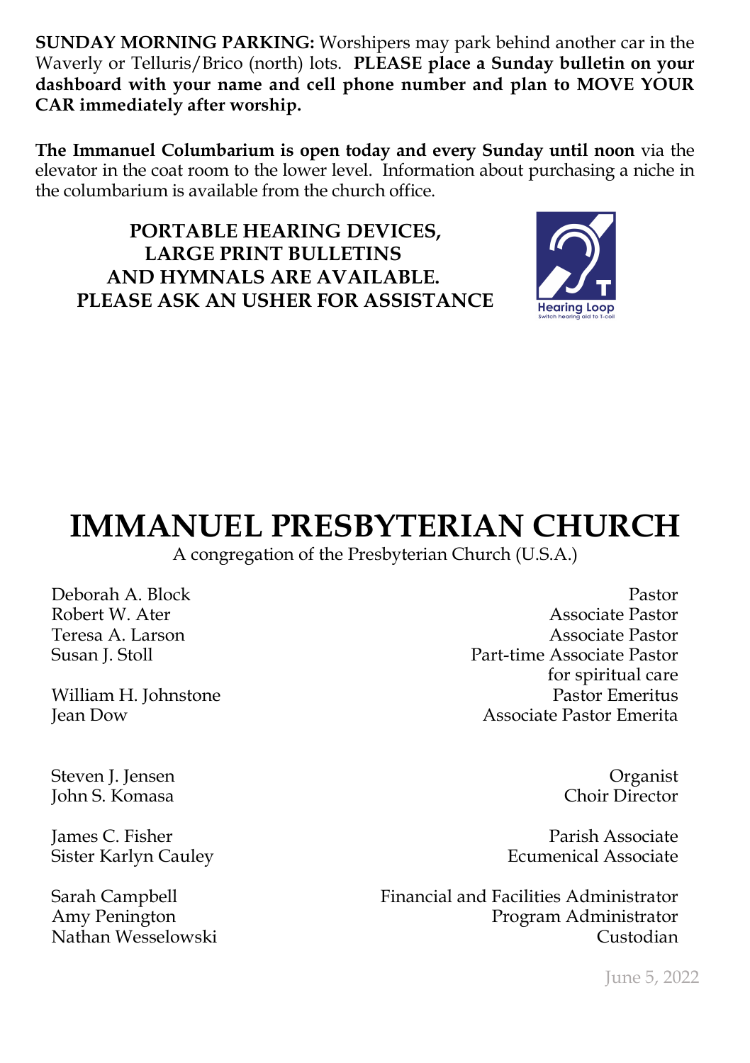**SUNDAY MORNING PARKING:** Worshipers may park behind another car in the Waverly or Telluris/Brico (north) lots. **PLEASE place a Sunday bulletin on your dashboard with your name and cell phone number and plan to MOVE YOUR CAR immediately after worship.**

**The Immanuel Columbarium is open today and every Sunday until noon** via the elevator in the coat room to the lower level. Information about purchasing a niche in the columbarium is available from the church office.

**PORTABLE HEARING DEVICES, LARGE PRINT BULLETINS AND HYMNALS ARE AVAILABLE. PLEASE ASK AN USHER FOR ASSISTANCE**

Hearing Loop
Switch hearing aid to T-coil

# IMMANUEL PRESBYTERIAN CHURCH

A congregation of the Presbyterian Church (U.S.A.)

| | |
|---|---|
| Deborah A. Block | Pastor |
| Robert W. Ater | Associate Pastor |
| Teresa A. Larson | Associate Pastor |
| Susan J. Stoll | Part-time Associate Pastor for spiritual care |
| William H. Johnstone | Pastor Emeritus |
| Jean Dow | Associate Pastor Emerita |
| Steven J. Jensen | Organist |
| John S. Komasa | Choir Director |
| James C. Fisher | Parish Associate |
| Sister Karlyn Cauley | Ecumenical Associate |
| Sarah Campbell | Financial and Facilities Administrator |
| Amy Penington | Program Administrator |
| Nathan Wesselowski | Custodian |

June 5, 2022